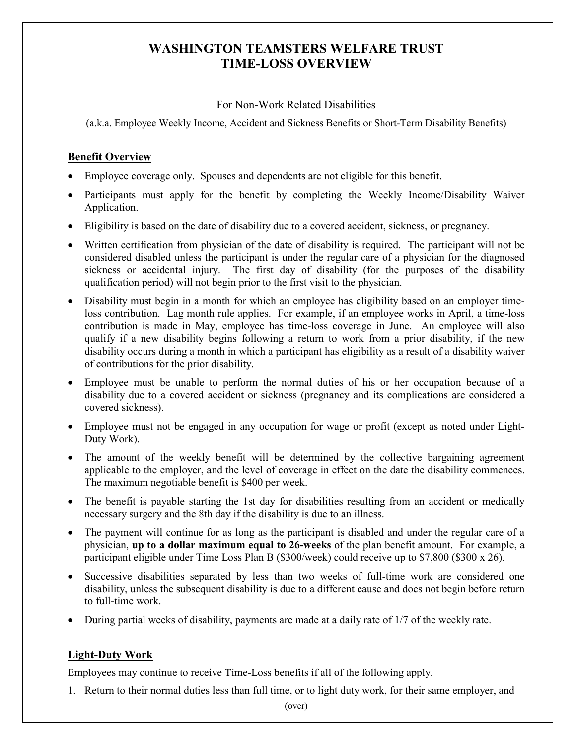# WASHINGTON TEAMSTERS WELFARE TRUST
# TIME-LOSS OVERVIEW

For Non-Work Related Disabilities

(a.k.a. Employee Weekly Income, Accident and Sickness Benefits or Short-Term Disability Benefits)

## Benefit Overview

- Employee coverage only. Spouses and dependents are not eligible for this benefit.
- Participants must apply for the benefit by completing the Weekly Income/Disability Waiver Application.
- Eligibility is based on the date of disability due to a covered accident, sickness, or pregnancy.
- Written certification from physician of the date of disability is required. The participant will not be considered disabled unless the participant is under the regular care of a physician for the diagnosed sickness or accidental injury. The first day of disability (for the purposes of the disability qualification period) will not begin prior to the first visit to the physician.
- Disability must begin in a month for which an employee has eligibility based on an employer time-loss contribution. Lag month rule applies. For example, if an employee works in April, a time-loss contribution is made in May, employee has time-loss coverage in June. An employee will also qualify if a new disability begins following a return to work from a prior disability, if the new disability occurs during a month in which a participant has eligibility as a result of a disability waiver of contributions for the prior disability.
- Employee must be unable to perform the normal duties of his or her occupation because of a disability due to a covered accident or sickness (pregnancy and its complications are considered a covered sickness).
- Employee must not be engaged in any occupation for wage or profit (except as noted under Light-Duty Work).
- The amount of the weekly benefit will be determined by the collective bargaining agreement applicable to the employer, and the level of coverage in effect on the date the disability commences. The maximum negotiable benefit is $400 per week.
- The benefit is payable starting the 1st day for disabilities resulting from an accident or medically necessary surgery and the 8th day if the disability is due to an illness.
- The payment will continue for as long as the participant is disabled and under the regular care of a physician, **up to a dollar maximum equal to 26-weeks** of the plan benefit amount. For example, a participant eligible under Time Loss Plan B ($300/week) could receive up to $7,800 ($300 x 26).
- Successive disabilities separated by less than two weeks of full-time work are considered one disability, unless the subsequent disability is due to a different cause and does not begin before return to full-time work.
- During partial weeks of disability, payments are made at a daily rate of 1/7 of the weekly rate.

## Light-Duty Work

Employees may continue to receive Time-Loss benefits if all of the following apply.

1. Return to their normal duties less than full time, or to light duty work, for their same employer, and

(over)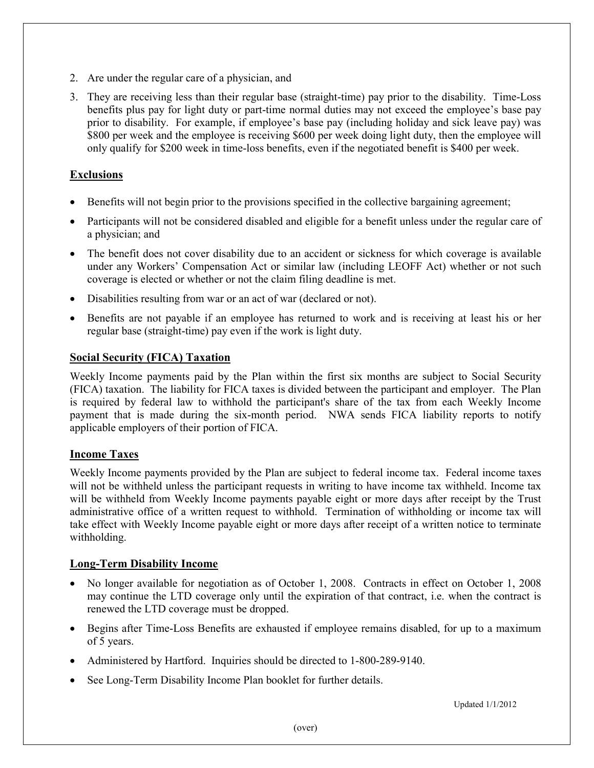2. Are under the regular care of a physician, and
3. They are receiving less than their regular base (straight-time) pay prior to the disability. Time-Loss benefits plus pay for light duty or part-time normal duties may not exceed the employee's base pay prior to disability. For example, if employee's base pay (including holiday and sick leave pay) was \$800 per week and the employee is receiving \$600 per week doing light duty, then the employee will only qualify for \$200 week in time-loss benefits, even if the negotiated benefit is \$400 per week.

## Exclusions

- Benefits will not begin prior to the provisions specified in the collective bargaining agreement;
- Participants will not be considered disabled and eligible for a benefit unless under the regular care of a physician; and
- The benefit does not cover disability due to an accident or sickness for which coverage is available under any Workers' Compensation Act or similar law (including LEOFF Act) whether or not such coverage is elected or whether or not the claim filing deadline is met.
- Disabilities resulting from war or an act of war (declared or not).
- Benefits are not payable if an employee has returned to work and is receiving at least his or her regular base (straight-time) pay even if the work is light duty.

## Social Security (FICA) Taxation

Weekly Income payments paid by the Plan within the first six months are subject to Social Security (FICA) taxation. The liability for FICA taxes is divided between the participant and employer. The Plan is required by federal law to withhold the participant's share of the tax from each Weekly Income payment that is made during the six-month period. NWA sends FICA liability reports to notify applicable employers of their portion of FICA.

## Income Taxes

Weekly Income payments provided by the Plan are subject to federal income tax. Federal income taxes will not be withheld unless the participant requests in writing to have income tax withheld. Income tax will be withheld from Weekly Income payments payable eight or more days after receipt by the Trust administrative office of a written request to withhold. Termination of withholding or income tax will take effect with Weekly Income payable eight or more days after receipt of a written notice to terminate withholding.

## Long-Term Disability Income

- No longer available for negotiation as of October 1, 2008. Contracts in effect on October 1, 2008 may continue the LTD coverage only until the expiration of that contract, i.e. when the contract is renewed the LTD coverage must be dropped.
- Begins after Time-Loss Benefits are exhausted if employee remains disabled, for up to a maximum of 5 years.
- Administered by Hartford. Inquiries should be directed to 1-800-289-9140.
- See Long-Term Disability Income Plan booklet for further details.

Updated 1/1/2012

(over)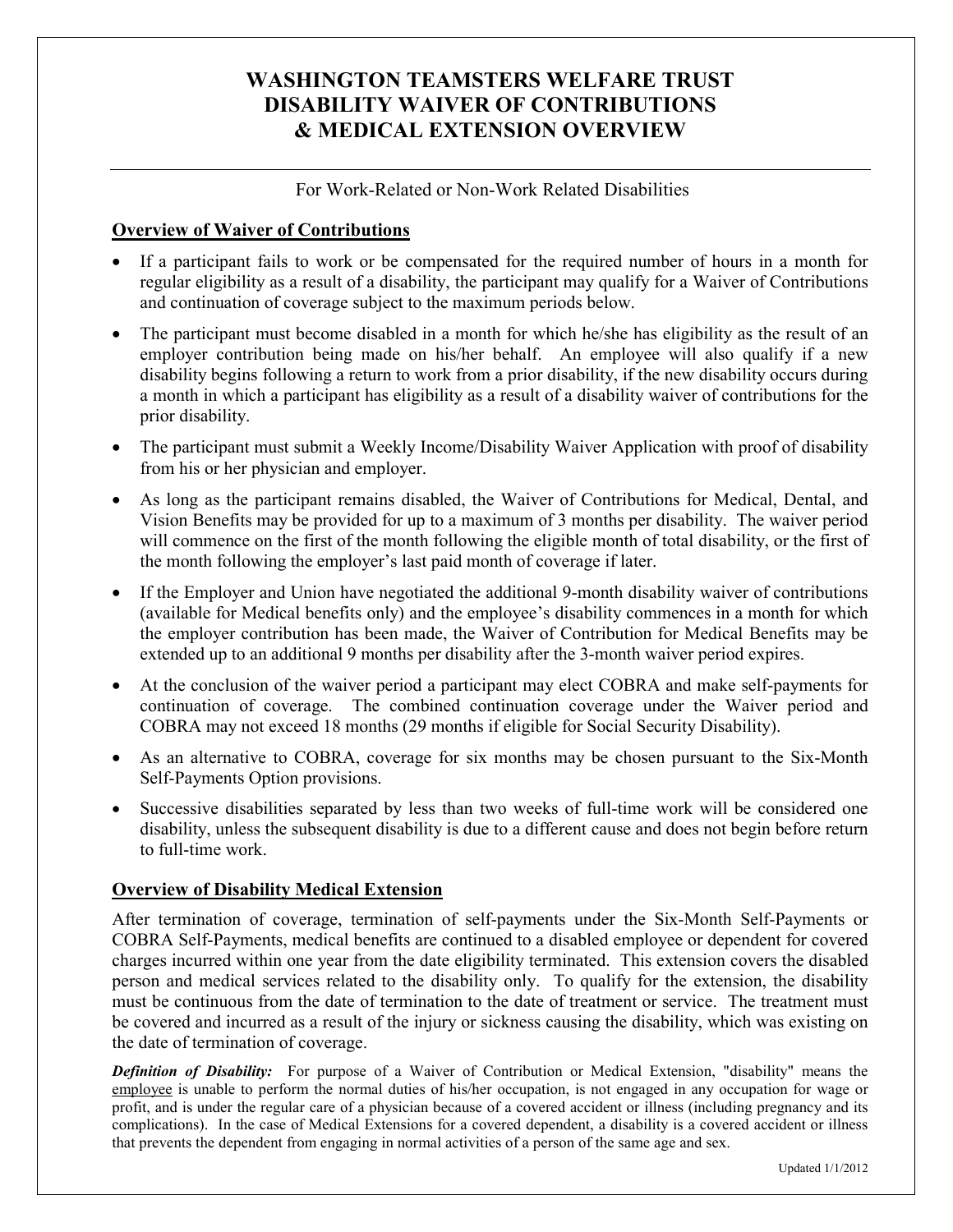# WASHINGTON TEAMSTERS WELFARE TRUST DISABILITY WAIVER OF CONTRIBUTIONS & MEDICAL EXTENSION OVERVIEW

For Work-Related or Non-Work Related Disabilities

## Overview of Waiver of Contributions

- If a participant fails to work or be compensated for the required number of hours in a month for regular eligibility as a result of a disability, the participant may qualify for a Waiver of Contributions and continuation of coverage subject to the maximum periods below.
- The participant must become disabled in a month for which he/she has eligibility as the result of an employer contribution being made on his/her behalf. An employee will also qualify if a new disability begins following a return to work from a prior disability, if the new disability occurs during a month in which a participant has eligibility as a result of a disability waiver of contributions for the prior disability.
- The participant must submit a Weekly Income/Disability Waiver Application with proof of disability from his or her physician and employer.
- As long as the participant remains disabled, the Waiver of Contributions for Medical, Dental, and Vision Benefits may be provided for up to a maximum of 3 months per disability. The waiver period will commence on the first of the month following the eligible month of total disability, or the first of the month following the employer's last paid month of coverage if later.
- If the Employer and Union have negotiated the additional 9-month disability waiver of contributions (available for Medical benefits only) and the employee's disability commences in a month for which the employer contribution has been made, the Waiver of Contribution for Medical Benefits may be extended up to an additional 9 months per disability after the 3-month waiver period expires.
- At the conclusion of the waiver period a participant may elect COBRA and make self-payments for continuation of coverage. The combined continuation coverage under the Waiver period and COBRA may not exceed 18 months (29 months if eligible for Social Security Disability).
- As an alternative to COBRA, coverage for six months may be chosen pursuant to the Six-Month Self-Payments Option provisions.
- Successive disabilities separated by less than two weeks of full-time work will be considered one disability, unless the subsequent disability is due to a different cause and does not begin before return to full-time work.

## Overview of Disability Medical Extension

After termination of coverage, termination of self-payments under the Six-Month Self-Payments or COBRA Self-Payments, medical benefits are continued to a disabled employee or dependent for covered charges incurred within one year from the date eligibility terminated. This extension covers the disabled person and medical services related to the disability only. To qualify for the extension, the disability must be continuous from the date of termination to the date of treatment or service. The treatment must be covered and incurred as a result of the injury or sickness causing the disability, which was existing on the date of termination of coverage.

***Definition of Disability:*** For purpose of a Waiver of Contribution or Medical Extension, "disability" means the employee is unable to perform the normal duties of his/her occupation, is not engaged in any occupation for wage or profit, and is under the regular care of a physician because of a covered accident or illness (including pregnancy and its complications). In the case of Medical Extensions for a covered dependent, a disability is a covered accident or illness that prevents the dependent from engaging in normal activities of a person of the same age and sex.

Updated 1/1/2012